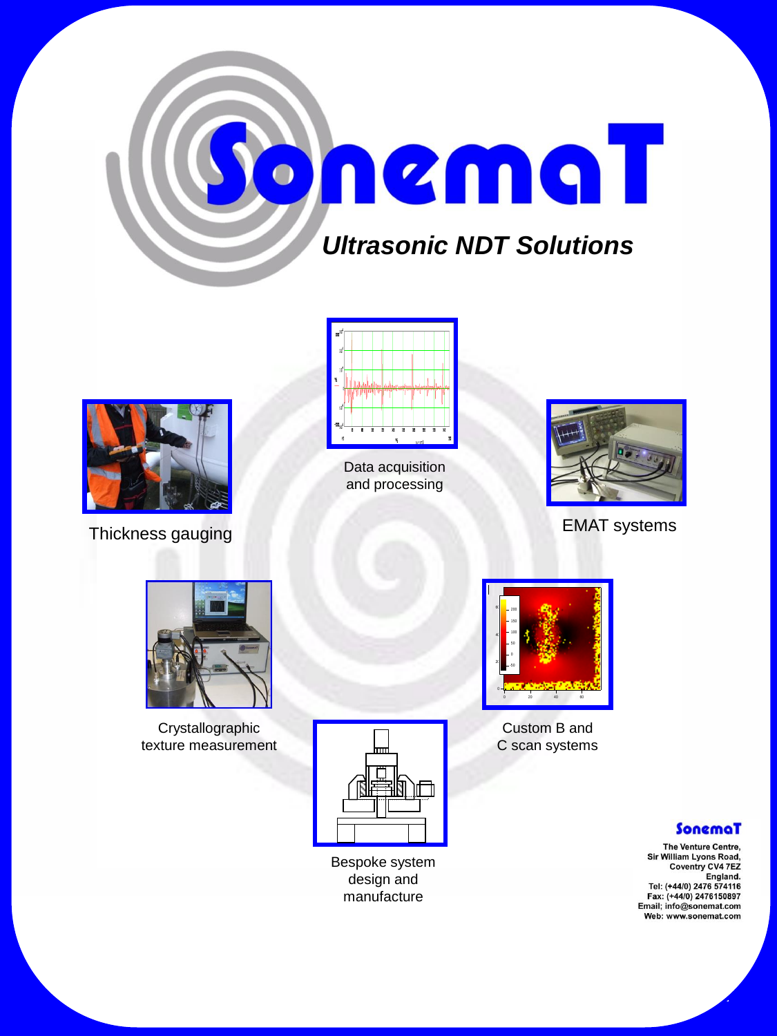# SonemaT

***Ultrasonic NDT Solutions***

Data acquisition and processing

Thickness gauging

EMAT systems

Crystallographic texture measurement

Custom B and C scan systems

Bespoke system design and manufacture

**SonemaT**

**The Venture Centre,**
**Sir William Lyons Road,**
**Coventry CV4 7EZ**
**England.**
**Tel: (+44/0) 2476 574116**
**Fax: (+44/0) 2476150897**
**Email; info@sonemat.com**
**Web: www.sonemat.com**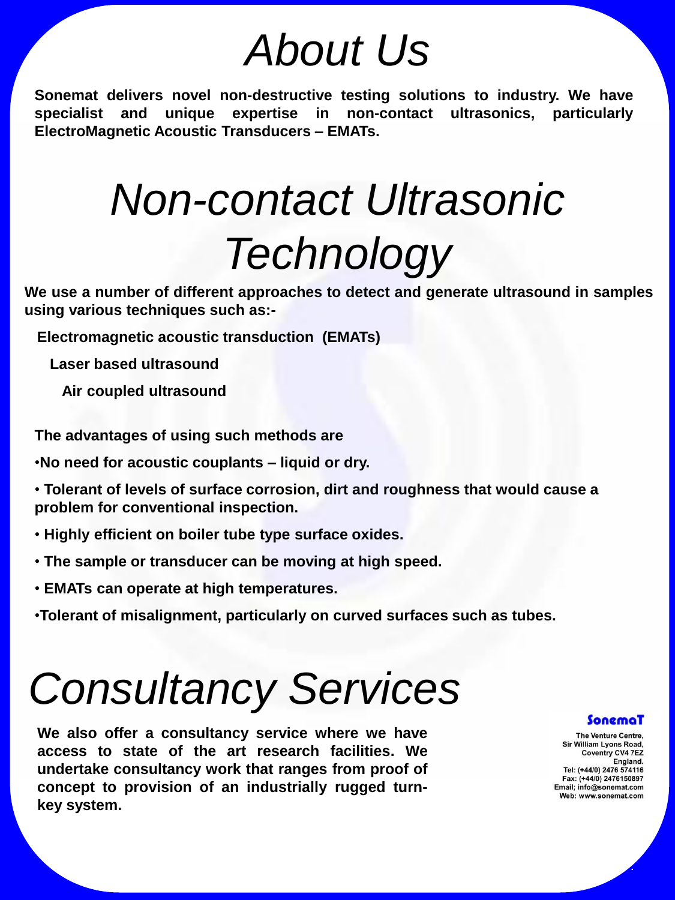# About Us

**Sonemat delivers novel non-destructive testing solutions to industry. We have specialist and unique expertise in non-contact ultrasonics, particularly ElectroMagnetic Acoustic Transducers – EMATs.**

# Non-contact Ultrasonic Technology

**We use a number of different approaches to detect and generate ultrasound in samples using various techniques such as:-**

**Electromagnetic acoustic transduction (EMATs)**

**Laser based ultrasound**

**Air coupled ultrasound**

**The advantages of using such methods are**

- **No need for acoustic couplants – liquid or dry.**
- **Tolerant of levels of surface corrosion, dirt and roughness that would cause a problem for conventional inspection.**
- **Highly efficient on boiler tube type surface oxides.**
- **The sample or transducer can be moving at high speed.**
- **EMATs can operate at high temperatures.**
- **Tolerant of misalignment, particularly on curved surfaces such as tubes.**

# Consultancy Services

**We also offer a consultancy service where we have access to state of the art research facilities. We undertake consultancy work that ranges from proof of concept to provision of an industrially rugged turn-key system.**

**SonemaT**

The Venture Centre,
Sir William Lyons Road,
Coventry CV4 7EZ
England.
Tel: (+44/0) 2476 574116
Fax: (+44/0) 2476150897
Email; info@sonemat.com
Web: www.sonemat.com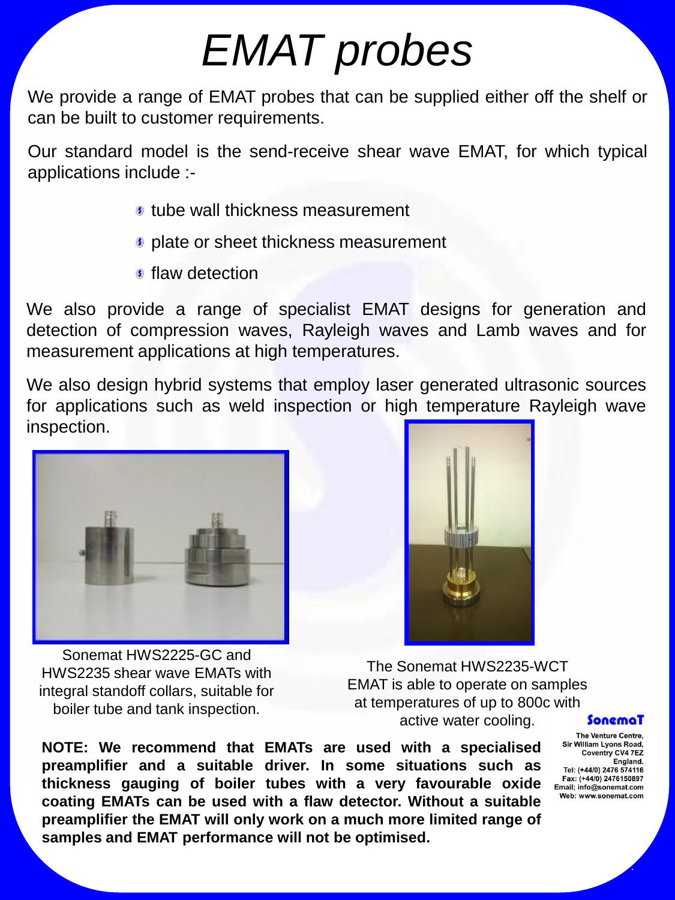# EMAT probes

We provide a range of EMAT probes that can be supplied either off the shelf or can be built to customer requirements.

Our standard model is the send-receive shear wave EMAT, for which typical applications include :-

- tube wall thickness measurement
- plate or sheet thickness measurement
- flaw detection

We also provide a range of specialist EMAT designs for generation and detection of compression waves, Rayleigh waves and Lamb waves and for measurement applications at high temperatures.

We also design hybrid systems that employ laser generated ultrasonic sources for applications such as weld inspection or high temperature Rayleigh wave inspection.

Sonemat HWS2225-GC and HWS2235 shear wave EMATs with integral standoff collars, suitable for boiler tube and tank inspection.

The Sonemat HWS2235-WCT EMAT is able to operate on samples at temperatures of up to 800c with active water cooling.

**NOTE: We recommend that EMATs are used with a specialised preamplifier and a suitable driver. In some situations such as thickness gauging of boiler tubes with a very favourable oxide coating EMATs can be used with a flaw detector. Without a suitable preamplifier the EMAT will only work on a much more limited range of samples and EMAT performance will not be optimised.**

**SonemaT**

The Venture Centre,
Sir William Lyons Road,
Coventry CV4 7EZ
England.
Tel: (+44/0) 2476 574116
Fax: (+44/0) 2476150897
Email; info@sonemat.com
Web: www.sonemat.com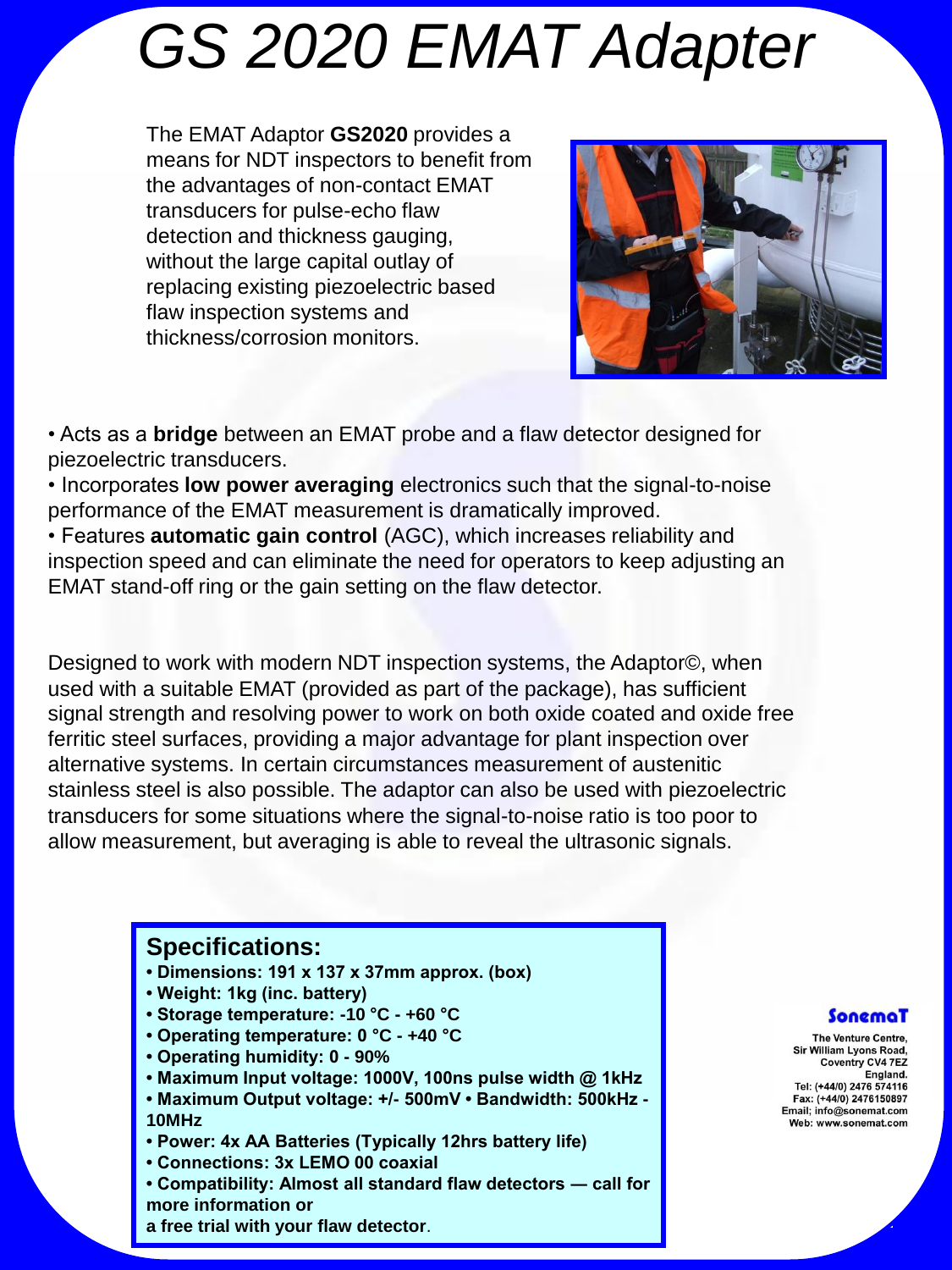# GS 2020 EMAT Adapter

The EMAT Adaptor **GS2020** provides a means for NDT inspectors to benefit from the advantages of non-contact EMAT transducers for pulse-echo flaw detection and thickness gauging, without the large capital outlay of replacing existing piezoelectric based flaw inspection systems and thickness/corrosion monitors.

- Acts as a **bridge** between an EMAT probe and a flaw detector designed for piezoelectric transducers.
- Incorporates **low power averaging** electronics such that the signal-to-noise performance of the EMAT measurement is dramatically improved.
- Features **automatic gain control** (AGC), which increases reliability and inspection speed and can eliminate the need for operators to keep adjusting an EMAT stand-off ring or the gain setting on the flaw detector.

Designed to work with modern NDT inspection systems, the Adaptor©, when used with a suitable EMAT (provided as part of the package), has sufficient signal strength and resolving power to work on both oxide coated and oxide free ferritic steel surfaces, providing a major advantage for plant inspection over alternative systems. In certain circumstances measurement of austenitic stainless steel is also possible. The adaptor can also be used with piezoelectric transducers for some situations where the signal-to-noise ratio is too poor to allow measurement, but averaging is able to reveal the ultrasonic signals.

## Specifications:

- **Dimensions: 191 x 137 x 37mm approx. (box)**
- **Weight: 1kg (inc. battery)**
- **Storage temperature: -10 °C - +60 °C**
- **Operating temperature: 0 °C - +40 °C**
- **Operating humidity: 0 - 90%**
- **Maximum Input voltage: 1000V, 100ns pulse width @ 1kHz**
- **Maximum Output voltage: +/- 500mV • Bandwidth: 500kHz - 10MHz**
- **Power: 4x AA Batteries (Typically 12hrs battery life)**
- **Connections: 3x LEMO 00 coaxial**
- **Compatibility: Almost all standard flaw detectors — call for more information or a free trial with your flaw detector**.

**SonemaT**

The Venture Centre,
Sir William Lyons Road,
Coventry CV4 7EZ
England.
Tel: (+44/0) 2476 574116
Fax: (+44/0) 2476150897
Email; info@sonemat.com
Web: www.sonemat.com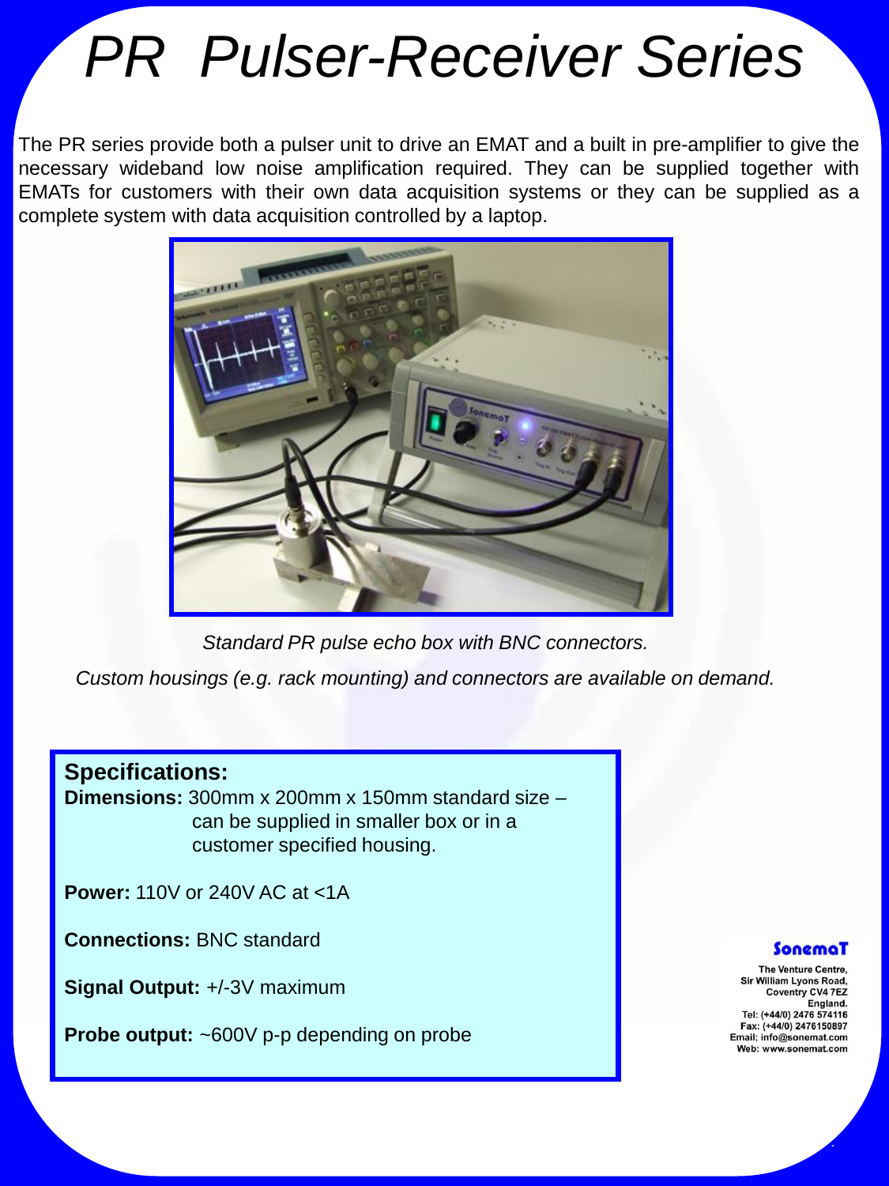# PR Pulser-Receiver Series

The PR series provide both a pulser unit to drive an EMAT and a built in pre-amplifier to give the necessary wideband low noise amplification required. They can be supplied together with EMATs for customers with their own data acquisition systems or they can be supplied as a complete system with data acquisition controlled by a laptop.

*Standard PR pulse echo box with BNC connectors.*

*Custom housings (e.g. rack mounting) and connectors are available on demand.*

**Specifications:**

**Dimensions:** 300mm x 200mm x 150mm standard size – can be supplied in smaller box or in a customer specified housing.

**Power:** 110V or 240V AC at <1A

**Connections:** BNC standard

**Signal Output:** +/-3V maximum

**Probe output:** ~600V p-p depending on probe

**SonemaT**

The Venture Centre,
Sir William Lyons Road,
Coventry CV4 7EZ
England.
Tel: (+44/0) 2476 574116
Fax: (+44/0) 2476150897
Email; info@sonemat.com
Web: www.sonemat.com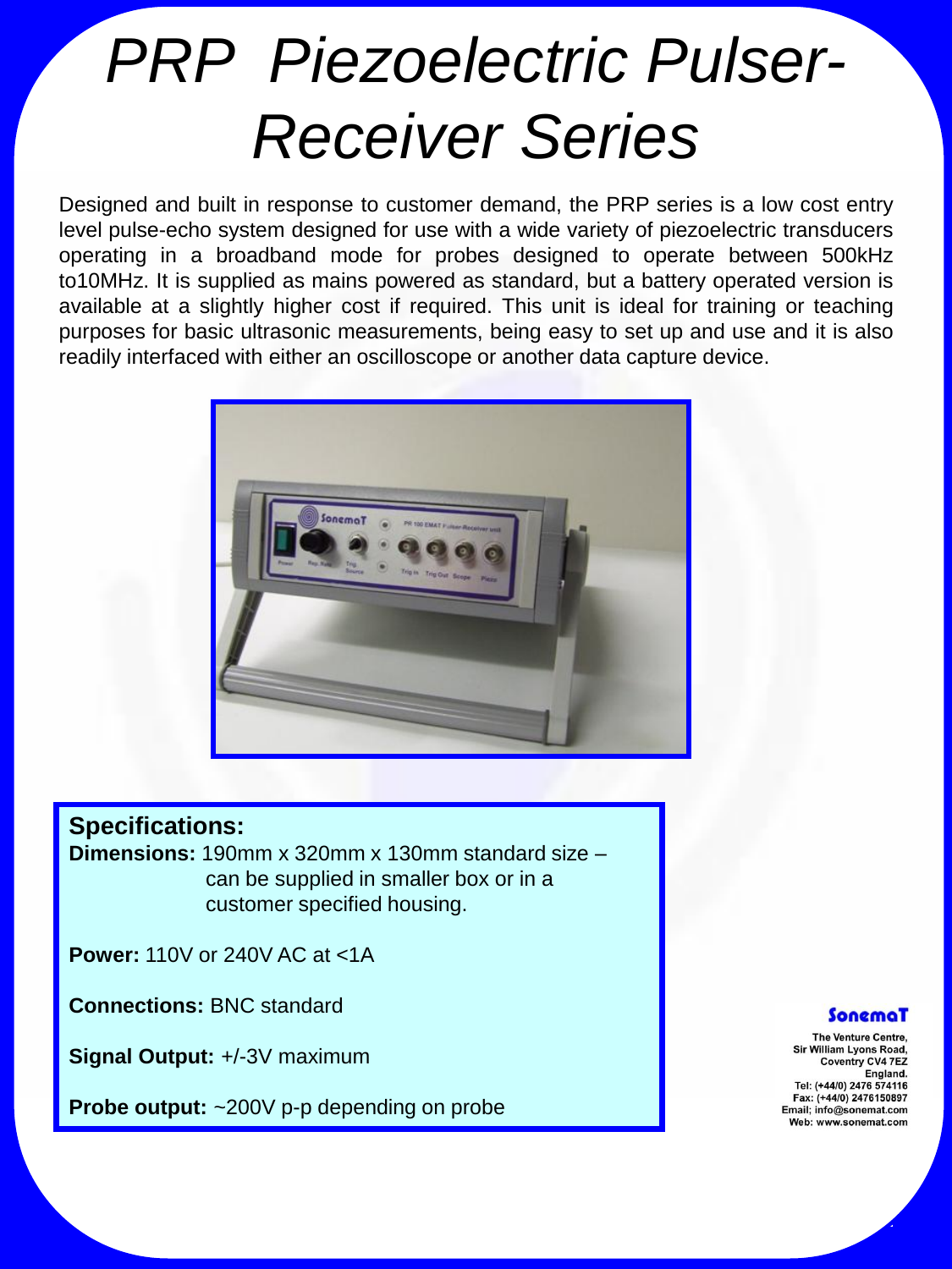# PRP Piezoelectric Pulser-Receiver Series

Designed and built in response to customer demand, the PRP series is a low cost entry level pulse-echo system designed for use with a wide variety of piezoelectric transducers operating in a broadband mode for probes designed to operate between 500kHz to10MHz. It is supplied as mains powered as standard, but a battery operated version is available at a slightly higher cost if required. This unit is ideal for training or teaching purposes for basic ultrasonic measurements, being easy to set up and use and it is also readily interfaced with either an oscilloscope or another data capture device.

**Specifications:**

**Dimensions:** 190mm x 320mm x 130mm standard size – can be supplied in smaller box or in a customer specified housing.

**Power:** 110V or 240V AC at <1A

**Connections:** BNC standard

**Signal Output:** +/-3V maximum

**Probe output:** ~200V p-p depending on probe

**SonemaT**

The Venture Centre,
Sir William Lyons Road,
Coventry CV4 7EZ
England.
Tel: (+44/0) 2476 574116
Fax: (+44/0) 2476150897
Email; info@sonemat.com
Web: www.sonemat.com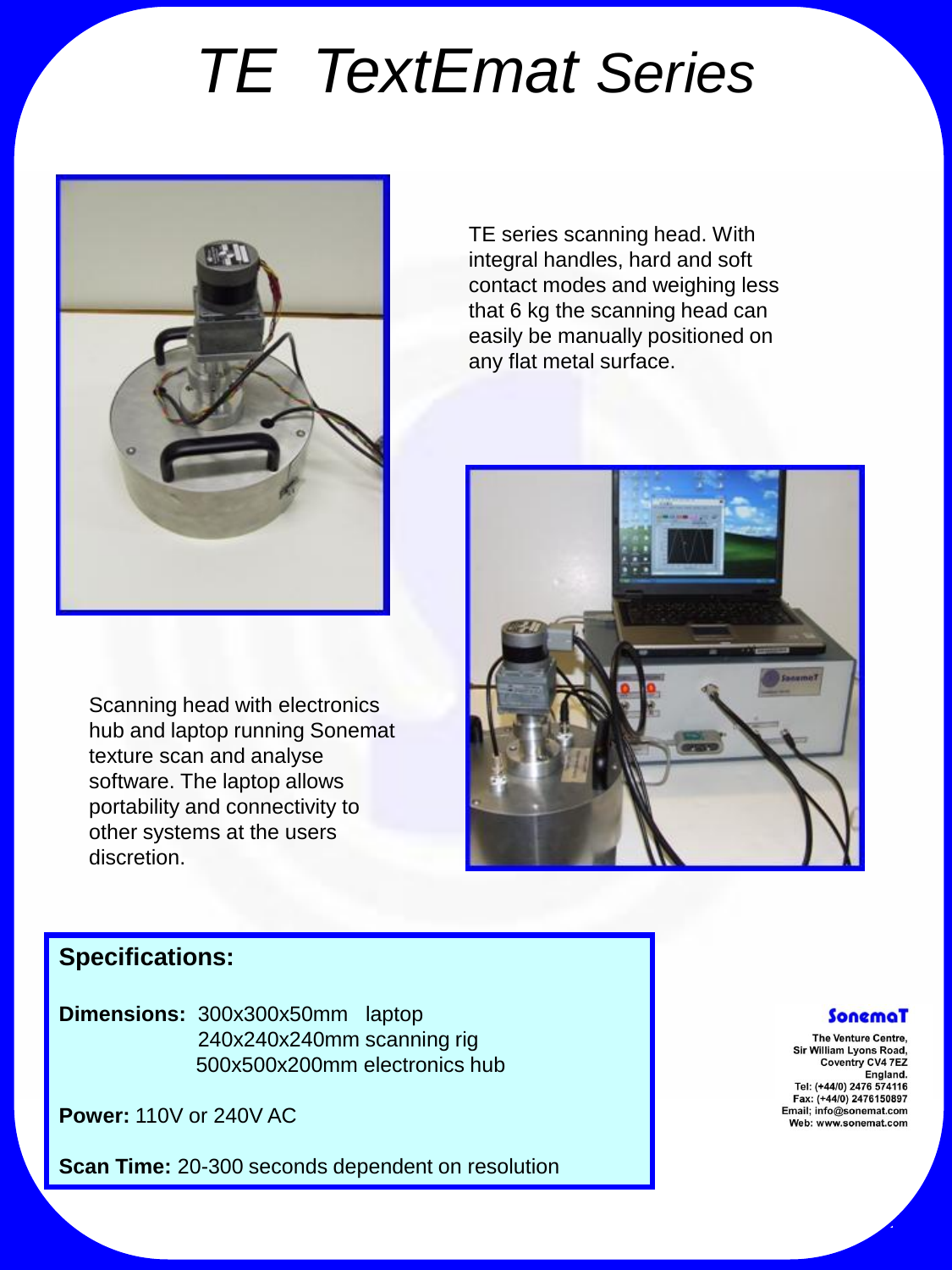# TE TextEmat Series

TE series scanning head. With integral handles, hard and soft contact modes and weighing less that 6 kg the scanning head can easily be manually positioned on any flat metal surface.

Scanning head with electronics hub and laptop running Sonemat texture scan and analyse software. The laptop allows portability and connectivity to other systems at the users discretion.

**Specifications:**

**Dimensions:** 300x300x50mm laptop
240x240x240mm scanning rig
500x500x200mm electronics hub

**Power:** 110V or 240V AC

**Scan Time:** 20-300 seconds dependent on resolution

**SonemaT**

**The Venture Centre,**
**Sir William Lyons Road,**
**Coventry CV4 7EZ**
**England.**
**Tel: (+44/0) 2476 574116**
**Fax: (+44/0) 2476150897**
**Email; info@sonemat.com**
**Web: www.sonemat.com**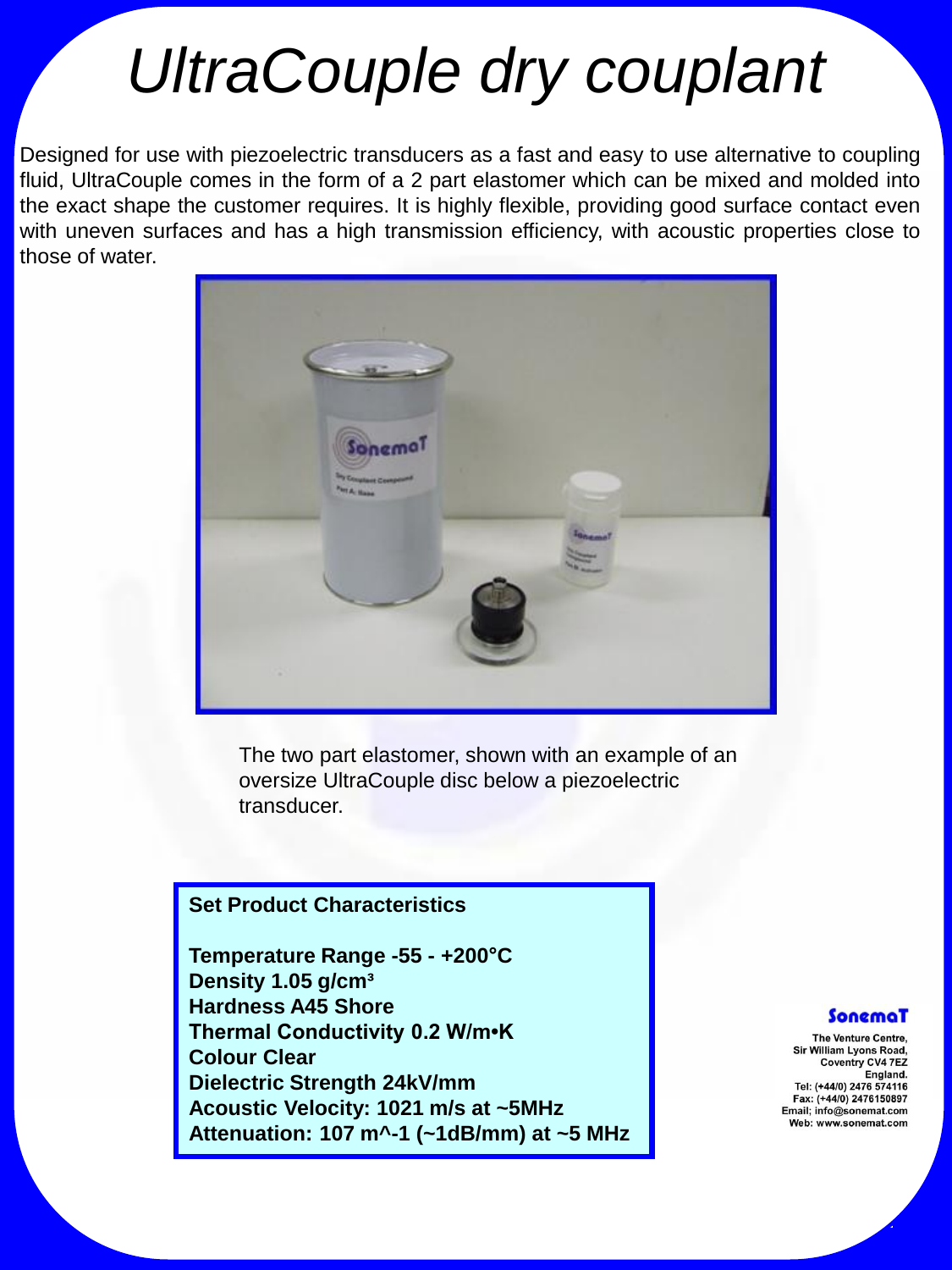# *UltraCouple dry couplant*

Designed for use with piezoelectric transducers as a fast and easy to use alternative to coupling fluid, UltraCouple comes in the form of a 2 part elastomer which can be mixed and molded into the exact shape the customer requires. It is highly flexible, providing good surface contact even with uneven surfaces and has a high transmission efficiency, with acoustic properties close to those of water.

The two part elastomer, shown with an example of an oversize UltraCouple disc below a piezoelectric transducer.

**Set Product Characteristics**

**Temperature Range -55 - +200°C**
**Density 1.05 g/cm³**
**Hardness A45 Shore**
**Thermal Conductivity 0.2 W/m•K**
**Colour Clear**
**Dielectric Strength 24kV/mm**
**Acoustic Velocity: 1021 m/s at ~5MHz**
**Attenuation: 107 m^-1 (~1dB/mm) at ~5 MHz**

**SonemaT**

The Venture Centre,
Sir William Lyons Road,
Coventry CV4 7EZ
England.
Tel: (+44/0) 2476 574116
Fax: (+44/0) 2476150897
Email; info@sonemat.com
Web: www.sonemat.com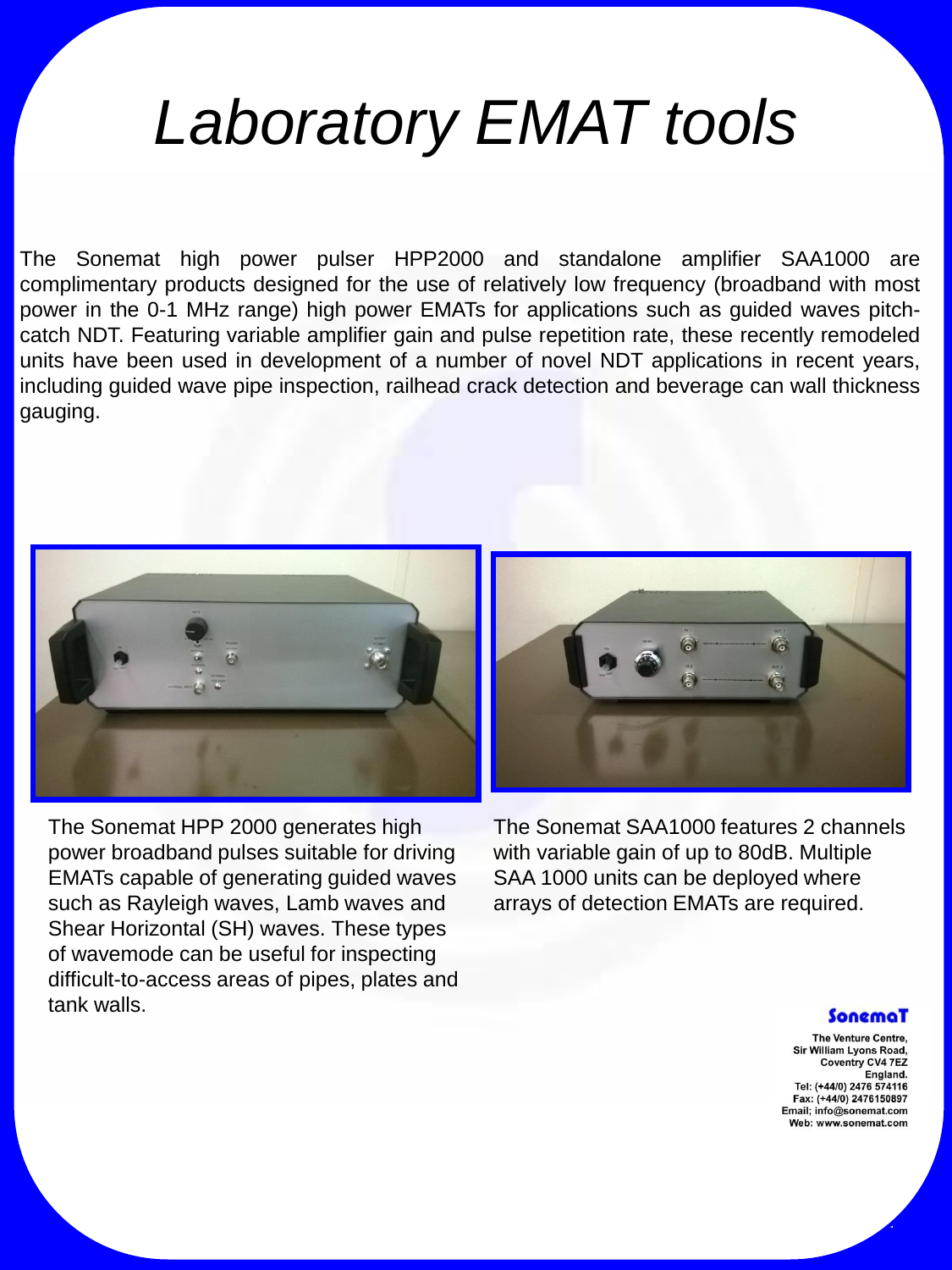# *Laboratory EMAT tools*

The Sonemat high power pulser HPP2000 and standalone amplifier SAA1000 are complimentary products designed for the use of relatively low frequency (broadband with most power in the 0-1 MHz range) high power EMATs for applications such as guided waves pitch-catch NDT. Featuring variable amplifier gain and pulse repetition rate, these recently remodeled units have been used in development of a number of novel NDT applications in recent years, including guided wave pipe inspection, railhead crack detection and beverage can wall thickness gauging.

The Sonemat HPP 2000 generates high power broadband pulses suitable for driving EMATs capable of generating guided waves such as Rayleigh waves, Lamb waves and Shear Horizontal (SH) waves. These types of wavemode can be useful for inspecting difficult-to-access areas of pipes, plates and tank walls.

The Sonemat SAA1000 features 2 channels with variable gain of up to 80dB. Multiple SAA 1000 units can be deployed where arrays of detection EMATs are required.

**SonemaT**

The Venture Centre,
Sir William Lyons Road,
Coventry CV4 7EZ
England.
Tel: (+44/0) 2476 574116
Fax: (+44/0) 2476150897
Email; info@sonemat.com
Web: www.sonemat.com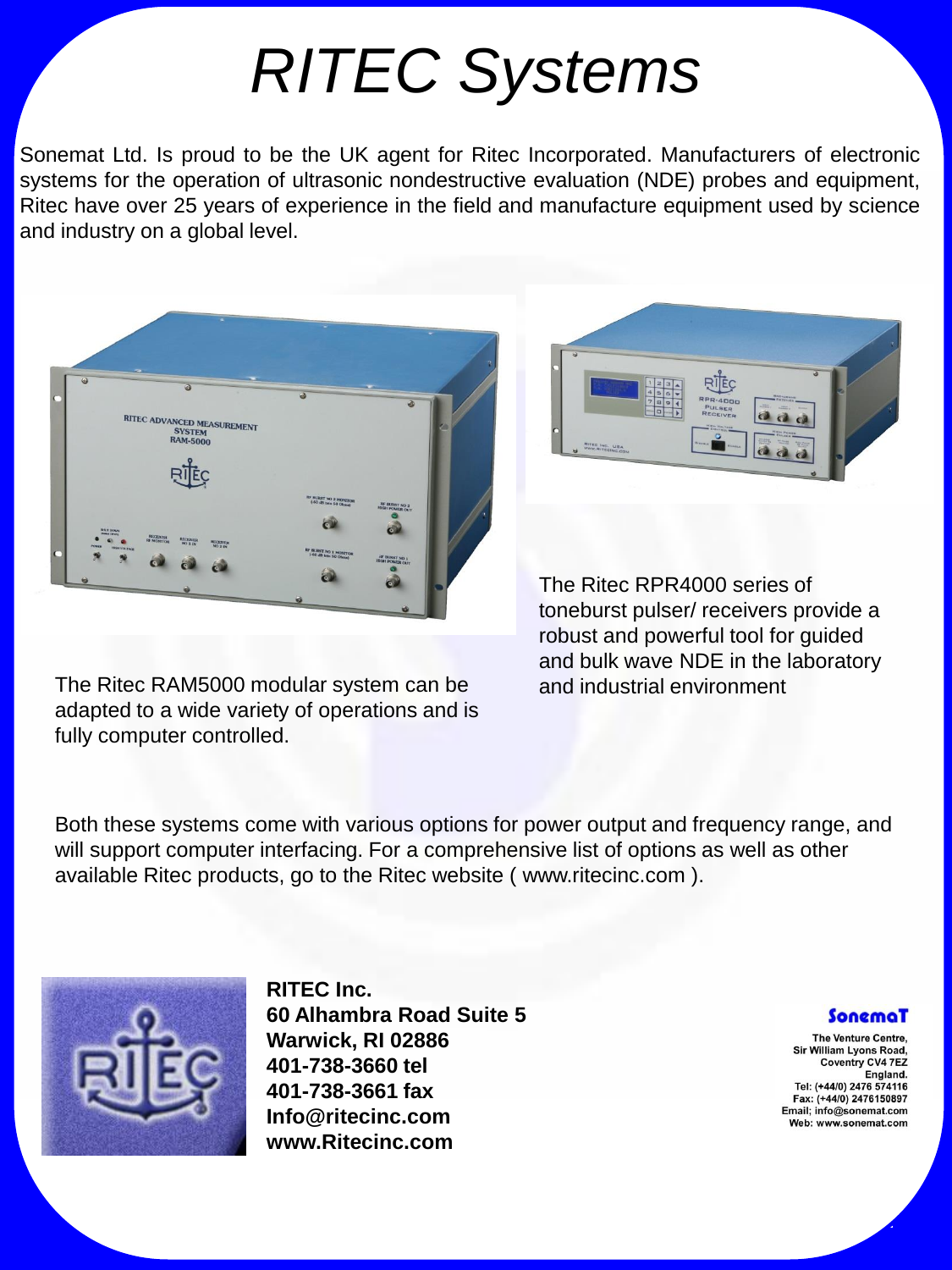# RITEC Systems

Sonemat Ltd. Is proud to be the UK agent for Ritec Incorporated. Manufacturers of electronic systems for the operation of ultrasonic nondestructive evaluation (NDE) probes and equipment, Ritec have over 25 years of experience in the field and manufacture equipment used by science and industry on a global level.

The Ritec RAM5000 modular system can be adapted to a wide variety of operations and is fully computer controlled.

The Ritec RPR4000 series of toneburst pulser/ receivers provide a robust and powerful tool for guided and bulk wave NDE in the laboratory and industrial environment

Both these systems come with various options for power output and frequency range, and will support computer interfacing. For a comprehensive list of options as well as other available Ritec products, go to the Ritec website ( www.ritecinc.com ).

**RITEC Inc.**
**60 Alhambra Road Suite 5**
**Warwick, RI 02886**
**401-738-3660 tel**
**401-738-3661 fax**
**Info@ritecinc.com**
**www.Ritecinc.com**

**SonemaT**

The Venture Centre,
Sir William Lyons Road,
Coventry CV4 7EZ
England.
Tel: (+44/0) 2476 574116
Fax: (+44/0) 2476150897
Email; info@sonemat.com
Web: www.sonemat.com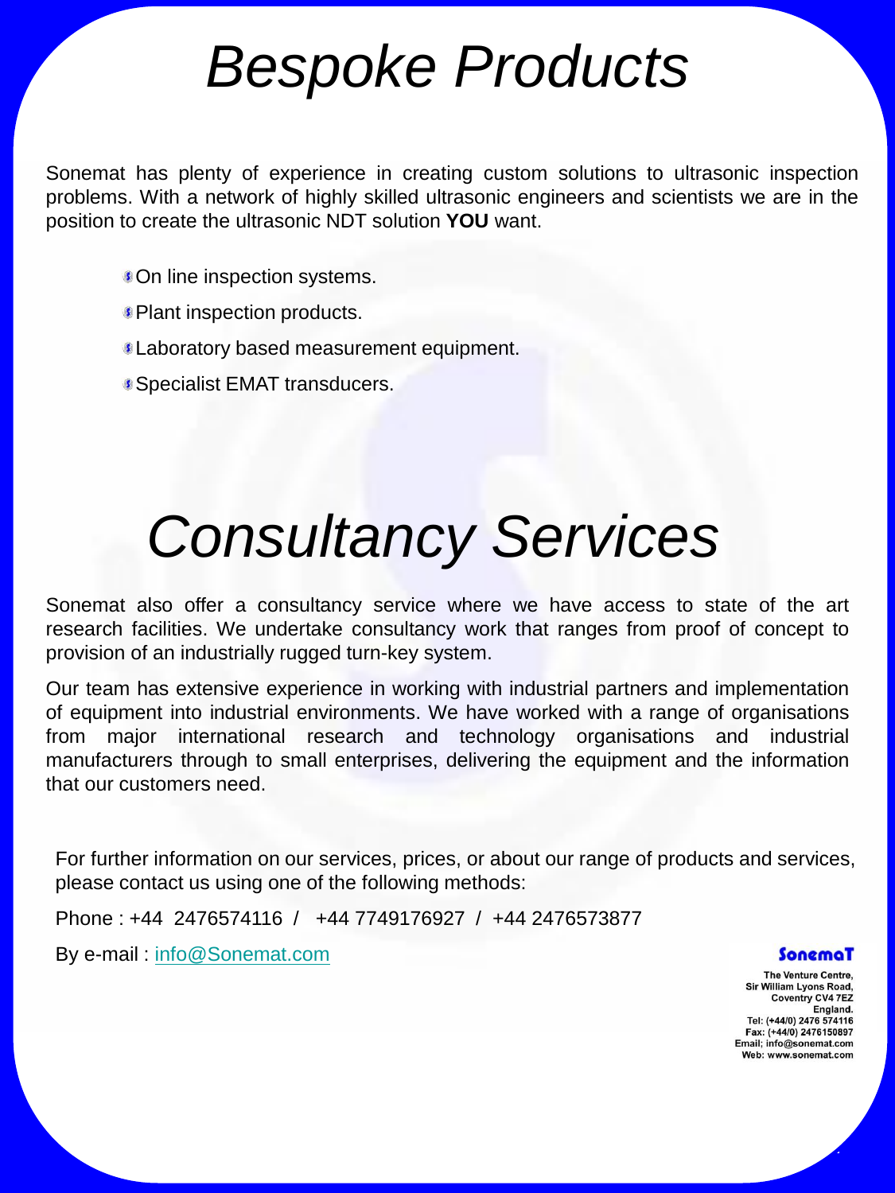# *Bespoke Products*

Sonemat has plenty of experience in creating custom solutions to ultrasonic inspection problems. With a network of highly skilled ultrasonic engineers and scientists we are in the position to create the ultrasonic NDT solution **YOU** want.

- On line inspection systems.
- Plant inspection products.
- Laboratory based measurement equipment.
- Specialist EMAT transducers.

# *Consultancy Services*

Sonemat also offer a consultancy service where we have access to state of the art research facilities. We undertake consultancy work that ranges from proof of concept to provision of an industrially rugged turn-key system.

Our team has extensive experience in working with industrial partners and implementation of equipment into industrial environments. We have worked with a range of organisations from major international research and technology organisations and industrial manufacturers through to small enterprises, delivering the equipment and the information that our customers need.

For further information on our services, prices, or about our range of products and services, please contact us using one of the following methods:

Phone : +44 2476574116 / +44 7749176927 / +44 2476573877

By e-mail : info@Sonemat.com

**SonemaT**

The Venture Centre,
Sir William Lyons Road,
Coventry CV4 7EZ
England.
Tel: (+44/0) 2476 574116
Fax: (+44/0) 2476150897
Email; info@sonemat.com
Web: www.sonemat.com